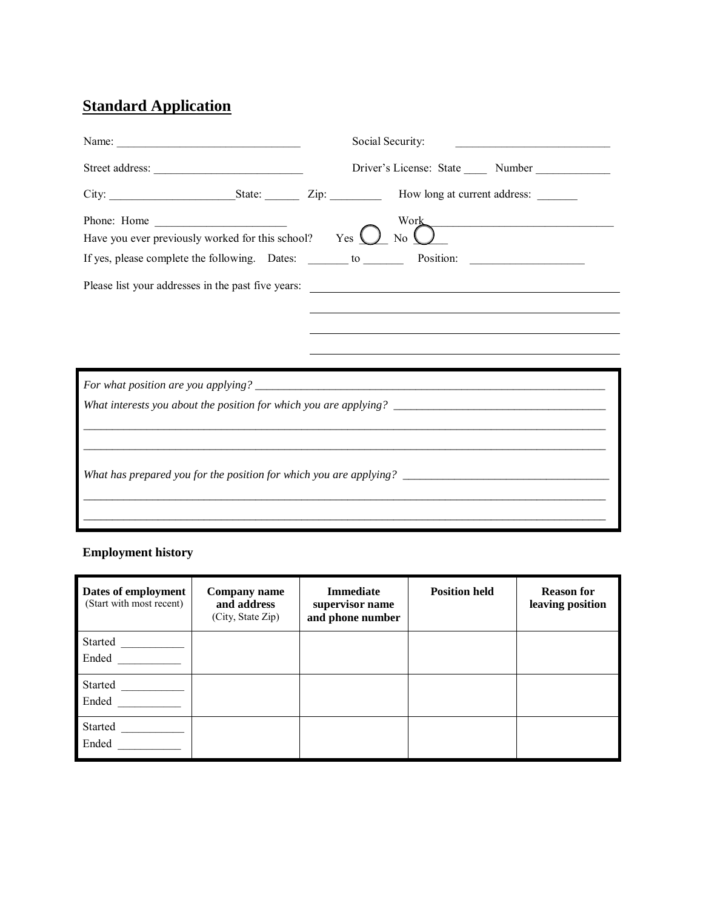## Standard Application

Name: ______________________________ Social Security: ________________________

Street address: ________________________ Driver's License: State ____ Number ____________

City: ____________________ State: ______ Zip: _________ How long at current address: _______

Phone: Home ____________________ Work ______________________________

Have you ever previously worked for this school? Yes ____ No ____

If yes, please complete the following. Dates: _______ to _______ Position: ___________________

Please list your addresses in the past five years: ______________________________________________

______________________________________________

______________________________________________

______________________________________________

*For what position are you applying?* ____________________________________________________________

*What interests you about the position for which you are applying?* ____________________________________

__________________________________________________________________________________________

__________________________________________________________________________________________

*What has prepared you for the position for which you are applying?* ___________________________________

__________________________________________________________________________________________

__________________________________________________________________________________________

**Employment history**

| **Dates of employment** (Start with most recent) | **Company name and address** (City, State Zip) | **Immediate supervisor name and phone number** | **Position held** | **Reason for leaving position** |
|---|---|---|---|---|
| Started __________ Ended __________ | | | | |
| Started __________ Ended __________ | | | | |
| Started __________ Ended __________ | | | | |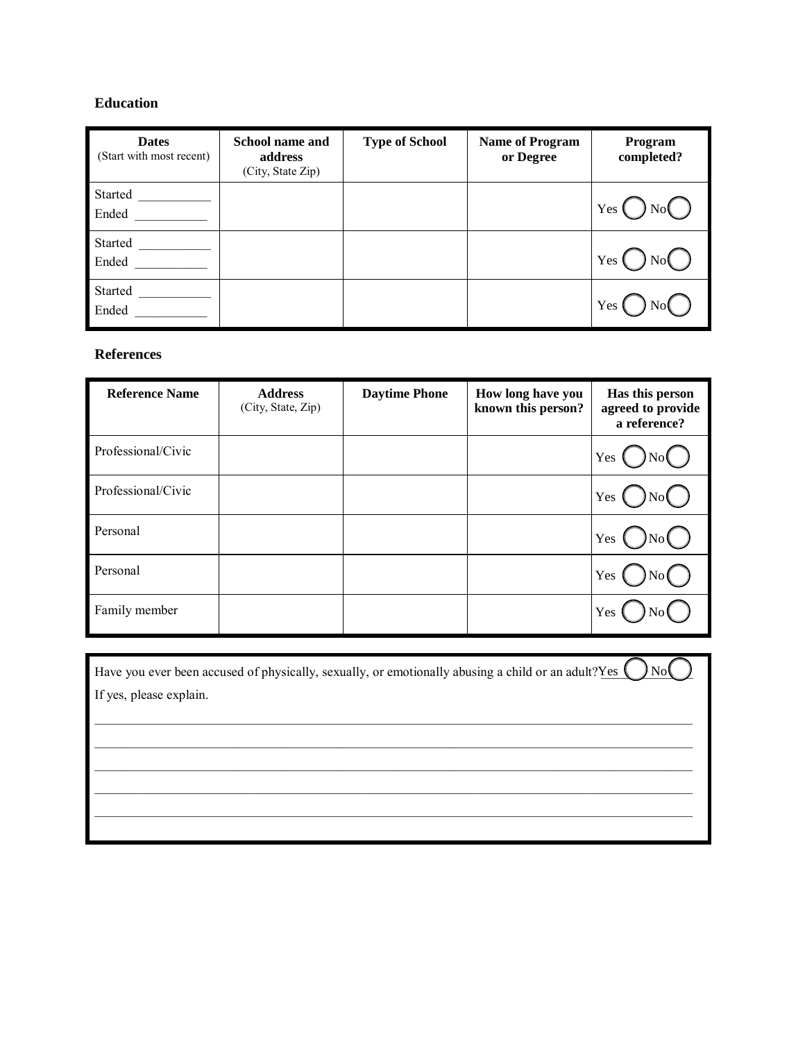## Education

| **Dates** (Start with most recent) | **School name and address** (City, State Zip) | **Type of School** | **Name of Program or Degree** | **Program completed?** |
|---|---|---|---|---|
| Started ___________ Ended ___________ | | | | Yes ◯ No ◯ |
| Started ___________ Ended ___________ | | | | Yes ◯ No ◯ |
| Started ___________ Ended ___________ | | | | Yes ◯ No ◯ |

## References

| **Reference Name** | **Address** (City, State, Zip) | **Daytime Phone** | **How long have you known this person?** | **Has this person agreed to provide a reference?** |
|---|---|---|---|---|
| Professional/Civic | | | | Yes ◯ No ◯ |
| Professional/Civic | | | | Yes ◯ No ◯ |
| Personal | | | | Yes ◯ No ◯ |
| Personal | | | | Yes ◯ No ◯ |
| Family member | | | | Yes ◯ No ◯ |

Have you ever been accused of physically, sexually, or emotionally abusing a child or an adult? Yes ◯ No ◯

If yes, please explain.

_______________________________________________________________________________

_______________________________________________________________________________

_______________________________________________________________________________

_______________________________________________________________________________

_______________________________________________________________________________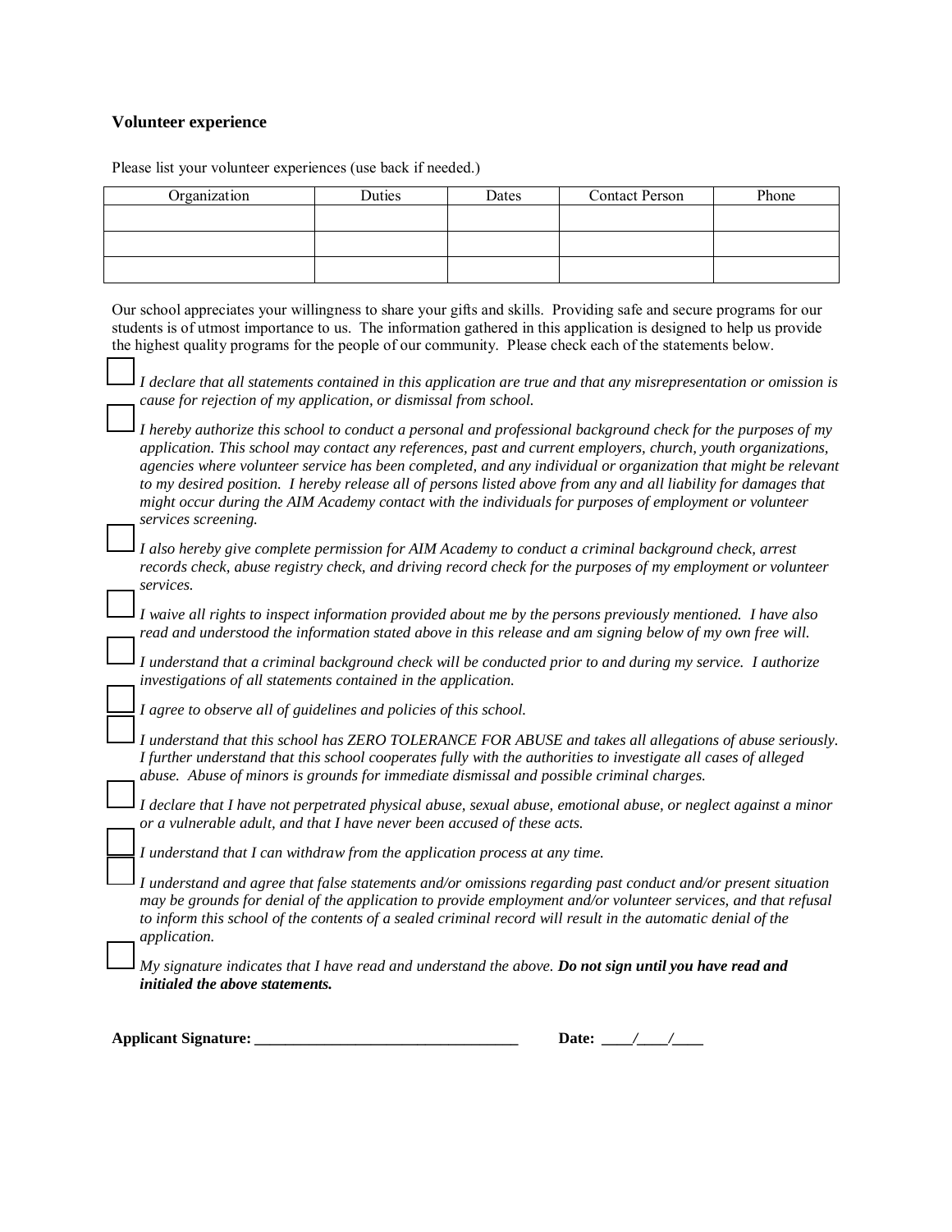### Volunteer experience

Please list your volunteer experiences (use back if needed.)

| Organization | Duties | Dates | Contact Person | Phone |
|---|---|---|---|---|
| | | | | |
| | | | | |
| | | | | |

Our school appreciates your willingness to share your gifts and skills. Providing safe and secure programs for our students is of utmost importance to us. The information gathered in this application is designed to help us provide the highest quality programs for the people of our community. Please check each of the statements below.

- ☐ *I declare that all statements contained in this application are true and that any misrepresentation or omission is cause for rejection of my application, or dismissal from school.*
- ☐ *I hereby authorize this school to conduct a personal and professional background check for the purposes of my application. This school may contact any references, past and current employers, church, youth organizations, agencies where volunteer service has been completed, and any individual or organization that might be relevant to my desired position. I hereby release all of persons listed above from any and all liability for damages that might occur during the AIM Academy contact with the individuals for purposes of employment or volunteer services screening.*
- ☐ *I also hereby give complete permission for AIM Academy to conduct a criminal background check, arrest records check, abuse registry check, and driving record check for the purposes of my employment or volunteer services.*
- ☐ *I waive all rights to inspect information provided about me by the persons previously mentioned. I have also read and understood the information stated above in this release and am signing below of my own free will.*
- ☐ *I understand that a criminal background check will be conducted prior to and during my service. I authorize investigations of all statements contained in the application.*
- ☐ *I agree to observe all of guidelines and policies of this school.*
- ☐ *I understand that this school has ZERO TOLERANCE FOR ABUSE and takes all allegations of abuse seriously. I further understand that this school cooperates fully with the authorities to investigate all cases of alleged abuse. Abuse of minors is grounds for immediate dismissal and possible criminal charges.*
- ☐ *I declare that I have not perpetrated physical abuse, sexual abuse, emotional abuse, or neglect against a minor or a vulnerable adult, and that I have never been accused of these acts.*
- ☐ *I understand that I can withdraw from the application process at any time.*
- ☐ *I understand and agree that false statements and/or omissions regarding past conduct and/or present situation may be grounds for denial of the application to provide employment and/or volunteer services, and that refusal to inform this school of the contents of a sealed criminal record will result in the automatic denial of the application.*
- ☐ *My signature indicates that I have read and understand the above.* ***Do not sign until you have read and initialed the above statements.***

**Applicant Signature:** ___________________________________ **Date:** ____/____/____